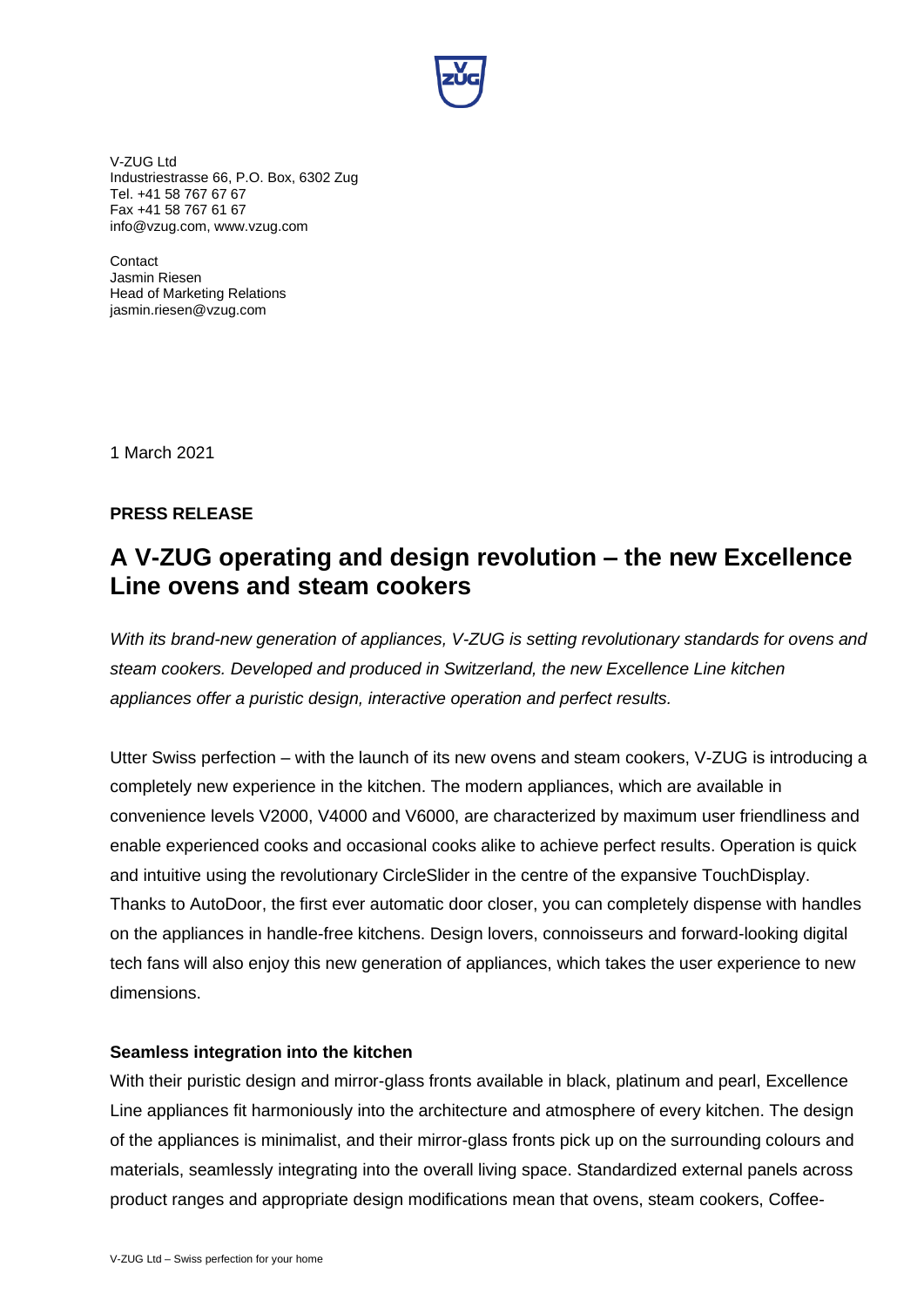V-ZUG Ltd
Industriestrasse 66, P.O. Box, 6302 Zug
Tel. +41 58 767 67 67
Fax +41 58 767 61 67
info@vzug.com, www.vzug.com

Contact
Jasmin Riesen
Head of Marketing Relations
jasmin.riesen@vzug.com

1 March 2021

**PRESS RELEASE**

# A V-ZUG operating and design revolution – the new Excellence Line ovens and steam cookers

*With its brand-new generation of appliances, V-ZUG is setting revolutionary standards for ovens and steam cookers. Developed and produced in Switzerland, the new Excellence Line kitchen appliances offer a puristic design, interactive operation and perfect results.*

Utter Swiss perfection – with the launch of its new ovens and steam cookers, V-ZUG is introducing a completely new experience in the kitchen. The modern appliances, which are available in convenience levels V2000, V4000 and V6000, are characterized by maximum user friendliness and enable experienced cooks and occasional cooks alike to achieve perfect results. Operation is quick and intuitive using the revolutionary CircleSlider in the centre of the expansive TouchDisplay. Thanks to AutoDoor, the first ever automatic door closer, you can completely dispense with handles on the appliances in handle-free kitchens. Design lovers, connoisseurs and forward-looking digital tech fans will also enjoy this new generation of appliances, which takes the user experience to new dimensions.

**Seamless integration into the kitchen**

With their puristic design and mirror-glass fronts available in black, platinum and pearl, Excellence Line appliances fit harmoniously into the architecture and atmosphere of every kitchen. The design of the appliances is minimalist, and their mirror-glass fronts pick up on the surrounding colours and materials, seamlessly integrating into the overall living space. Standardized external panels across product ranges and appropriate design modifications mean that ovens, steam cookers, Coffee-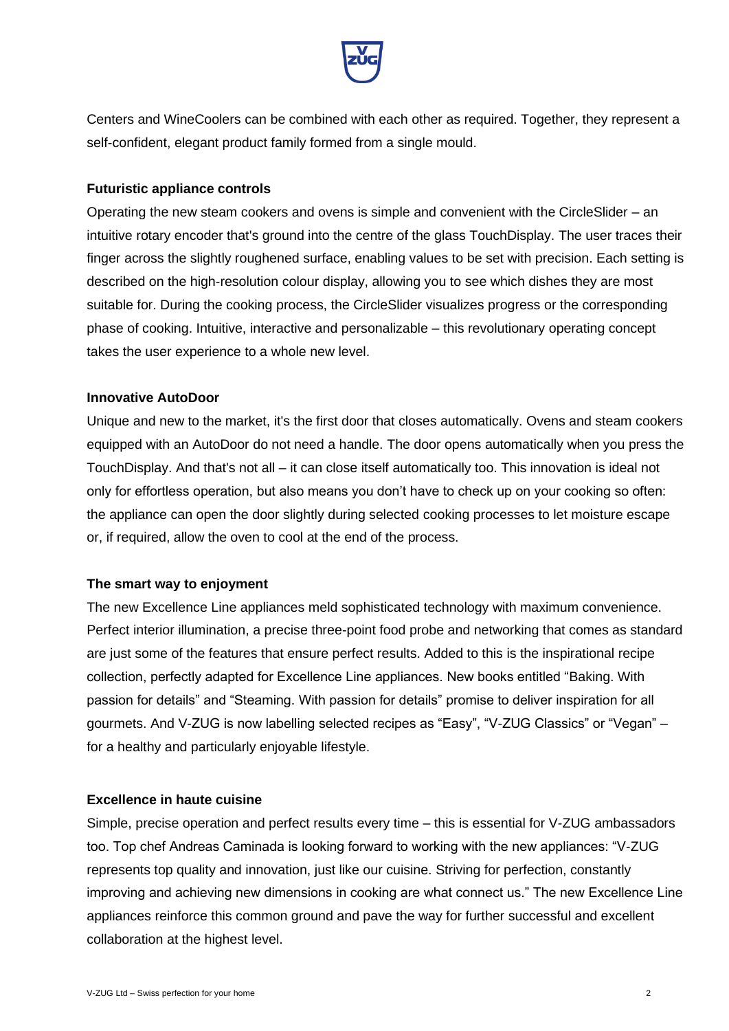Centers and WineCoolers can be combined with each other as required. Together, they represent a self-confident, elegant product family formed from a single mould.

**Futuristic appliance controls**

Operating the new steam cookers and ovens is simple and convenient with the CircleSlider – an intuitive rotary encoder that's ground into the centre of the glass TouchDisplay. The user traces their finger across the slightly roughened surface, enabling values to be set with precision. Each setting is described on the high-resolution colour display, allowing you to see which dishes they are most suitable for. During the cooking process, the CircleSlider visualizes progress or the corresponding phase of cooking. Intuitive, interactive and personalizable – this revolutionary operating concept takes the user experience to a whole new level.

**Innovative AutoDoor**

Unique and new to the market, it's the first door that closes automatically. Ovens and steam cookers equipped with an AutoDoor do not need a handle. The door opens automatically when you press the TouchDisplay. And that's not all – it can close itself automatically too. This innovation is ideal not only for effortless operation, but also means you don't have to check up on your cooking so often: the appliance can open the door slightly during selected cooking processes to let moisture escape or, if required, allow the oven to cool at the end of the process.

**The smart way to enjoyment**

The new Excellence Line appliances meld sophisticated technology with maximum convenience. Perfect interior illumination, a precise three-point food probe and networking that comes as standard are just some of the features that ensure perfect results. Added to this is the inspirational recipe collection, perfectly adapted for Excellence Line appliances. New books entitled "Baking. With passion for details" and "Steaming. With passion for details" promise to deliver inspiration for all gourmets. And V-ZUG is now labelling selected recipes as "Easy", "V-ZUG Classics" or "Vegan" – for a healthy and particularly enjoyable lifestyle.

**Excellence in haute cuisine**

Simple, precise operation and perfect results every time – this is essential for V-ZUG ambassadors too. Top chef Andreas Caminada is looking forward to working with the new appliances: "V-ZUG represents top quality and innovation, just like our cuisine. Striving for perfection, constantly improving and achieving new dimensions in cooking are what connect us." The new Excellence Line appliances reinforce this common ground and pave the way for further successful and excellent collaboration at the highest level.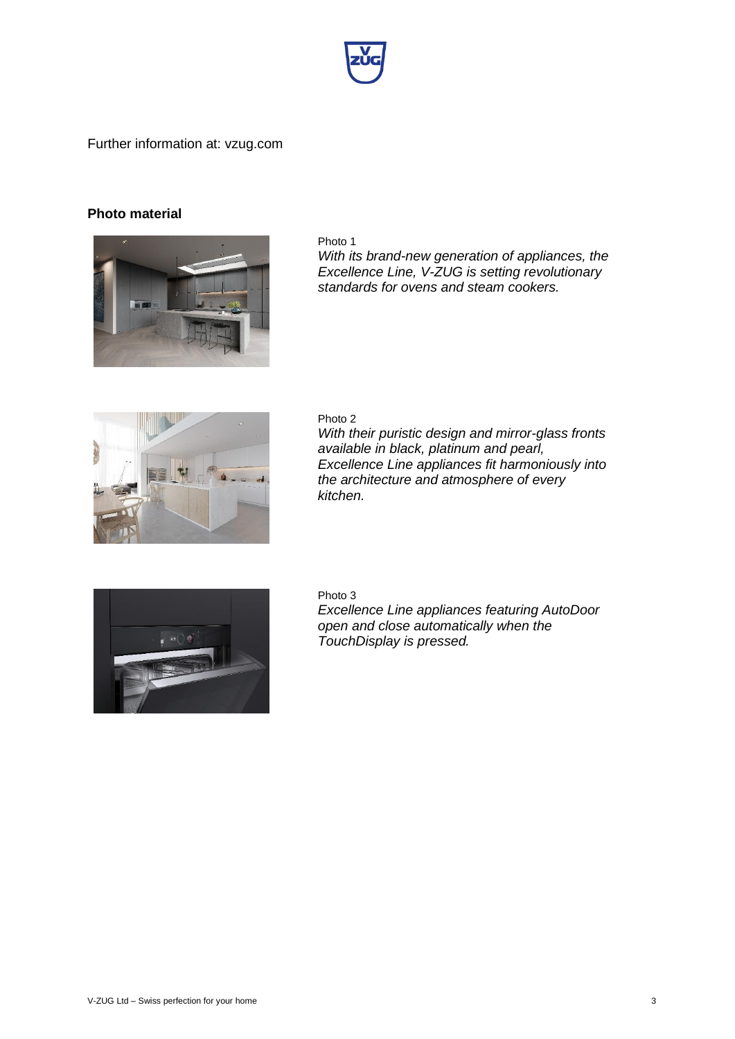Further information at: vzug.com

**Photo material**

Photo 1
*With its brand-new generation of appliances, the Excellence Line, V-ZUG is setting revolutionary standards for ovens and steam cookers.*

Photo 2
*With their puristic design and mirror-glass fronts available in black, platinum and pearl, Excellence Line appliances fit harmoniously into the architecture and atmosphere of every kitchen.*

Photo 3
*Excellence Line appliances featuring AutoDoor open and close automatically when the TouchDisplay is pressed.*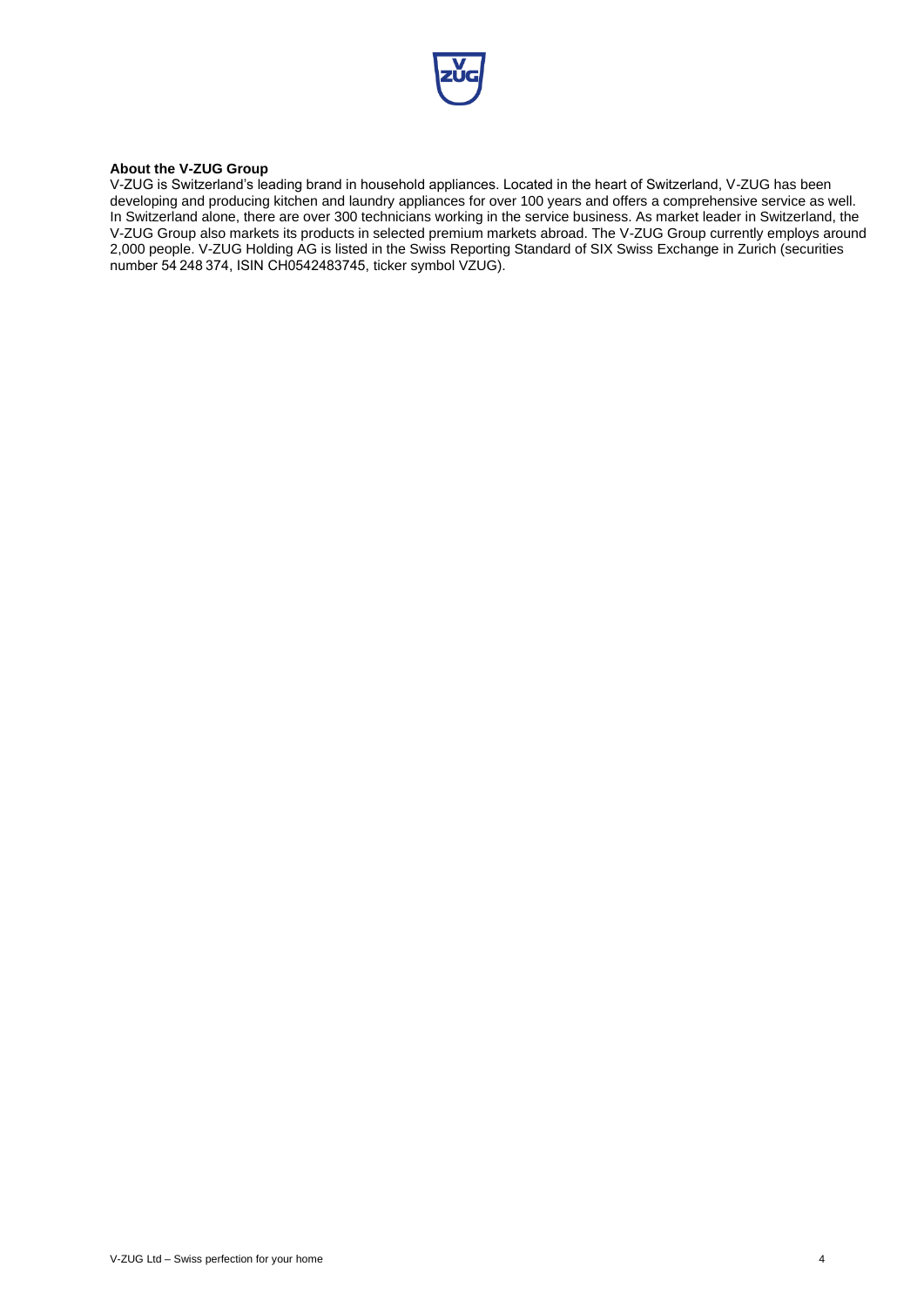**About the V-ZUG Group**

V-ZUG is Switzerland's leading brand in household appliances. Located in the heart of Switzerland, V-ZUG has been developing and producing kitchen and laundry appliances for over 100 years and offers a comprehensive service as well. In Switzerland alone, there are over 300 technicians working in the service business. As market leader in Switzerland, the V-ZUG Group also markets its products in selected premium markets abroad. The V-ZUG Group currently employs around 2,000 people. V-ZUG Holding AG is listed in the Swiss Reporting Standard of SIX Swiss Exchange in Zurich (securities number 54 248 374, ISIN CH0542483745, ticker symbol VZUG).